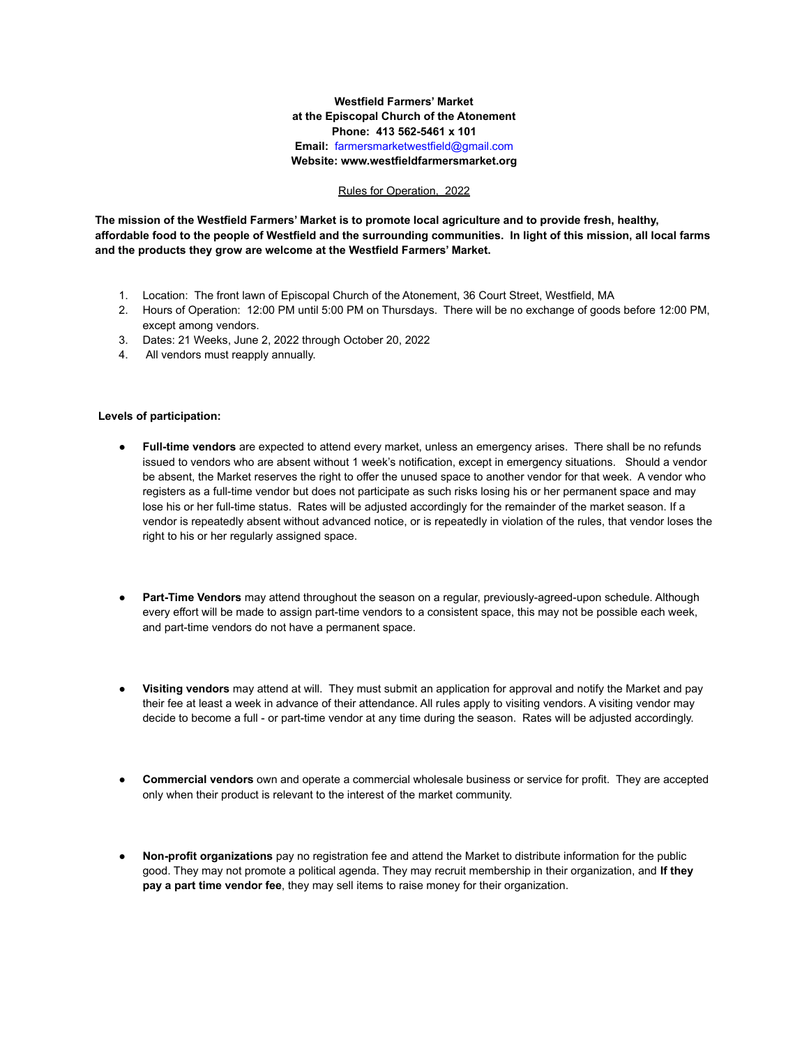**Westfield Farmers' Market**
**at the Episcopal Church of the Atonement**
**Phone: 413 562-5461 x 101**
**Email:** farmersmarketwestfield@gmail.com
**Website: www.westfieldfarmersmarket.org**

Rules for Operation, 2022

**The mission of the Westfield Farmers' Market is to promote local agriculture and to provide fresh, healthy, affordable food to the people of Westfield and the surrounding communities. In light of this mission, all local farms and the products they grow are welcome at the Westfield Farmers' Market.**

1. Location: The front lawn of Episcopal Church of the Atonement, 36 Court Street, Westfield, MA
2. Hours of Operation: 12:00 PM until 5:00 PM on Thursdays. There will be no exchange of goods before 12:00 PM, except among vendors.
3. Dates: 21 Weeks, June 2, 2022 through October 20, 2022
4. All vendors must reapply annually.

**Levels of participation:**

- **Full-time vendors** are expected to attend every market, unless an emergency arises. There shall be no refunds issued to vendors who are absent without 1 week's notification, except in emergency situations. Should a vendor be absent, the Market reserves the right to offer the unused space to another vendor for that week. A vendor who registers as a full-time vendor but does not participate as such risks losing his or her permanent space and may lose his or her full-time status. Rates will be adjusted accordingly for the remainder of the market season. If a vendor is repeatedly absent without advanced notice, or is repeatedly in violation of the rules, that vendor loses the right to his or her regularly assigned space.

- **Part-Time Vendors** may attend throughout the season on a regular, previously-agreed-upon schedule. Although every effort will be made to assign part-time vendors to a consistent space, this may not be possible each week, and part-time vendors do not have a permanent space.

- **Visiting vendors** may attend at will. They must submit an application for approval and notify the Market and pay their fee at least a week in advance of their attendance. All rules apply to visiting vendors. A visiting vendor may decide to become a full - or part-time vendor at any time during the season. Rates will be adjusted accordingly.

- **Commercial vendors** own and operate a commercial wholesale business or service for profit. They are accepted only when their product is relevant to the interest of the market community.

- **Non-profit organizations** pay no registration fee and attend the Market to distribute information for the public good. They may not promote a political agenda. They may recruit membership in their organization, and **If they pay a part time vendor fee**, they may sell items to raise money for their organization.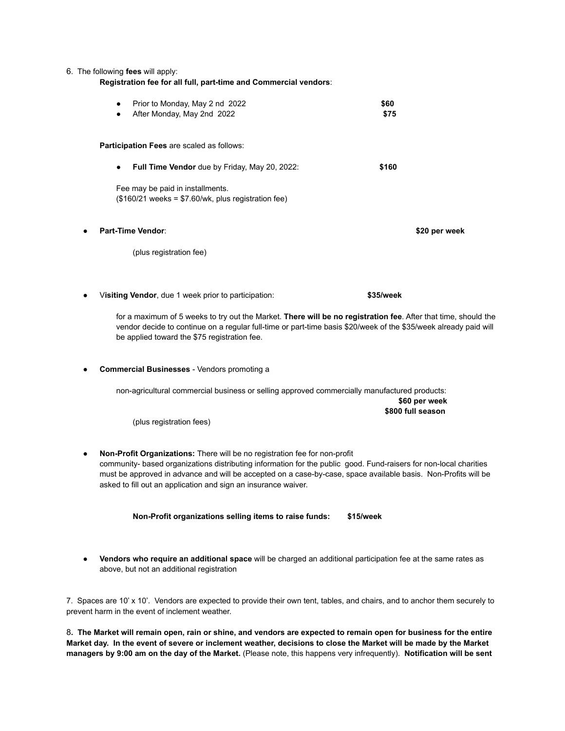6. The following **fees** will apply:

**Registration fee for all full, part-time and Commercial vendors**:

- Prior to Monday, May 2 nd 2022 **$60**
- After Monday, May 2nd 2022 **$75**

**Participation Fees** are scaled as follows:

- **Full Time Vendor** due by Friday, May 20, 2022: **$160**

Fee may be paid in installments.
($160/21 weeks = $7.60/wk, plus registration fee)

- **Part-Time Vendor**: **$20 per week**

  (plus registration fee)

- V**isiting Vendor**, due 1 week prior to participation: **$35/week**

  for a maximum of 5 weeks to try out the Market. **There will be no registration fee**. After that time, should the vendor decide to continue on a regular full-time or part-time basis $20/week of the $35/week already paid will be applied toward the $75 registration fee.

- **Commercial Businesses** - Vendors promoting a

  non-agricultural commercial business or selling approved commercially manufactured products:
  **$60 per week**
  **$800 full season**

  (plus registration fees)

- **Non-Profit Organizations:** There will be no registration fee for non-profit community- based organizations distributing information for the public good. Fund-raisers for non-local charities must be approved in advance and will be accepted on a case-by-case, space available basis. Non-Profits will be asked to fill out an application and sign an insurance waiver.

  **Non-Profit organizations selling items to raise funds: $15/week**

- **Vendors who require an additional space** will be charged an additional participation fee at the same rates as above, but not an additional registration

7. Spaces are 10' x 10'. Vendors are expected to provide their own tent, tables, and chairs, and to anchor them securely to prevent harm in the event of inclement weather.

8**. The Market will remain open, rain or shine, and vendors are expected to remain open for business for the entire Market day. In the event of severe or inclement weather, decisions to close the Market will be made by the Market managers by 9:00 am on the day of the Market.** (Please note, this happens very infrequently). **Notification will be sent**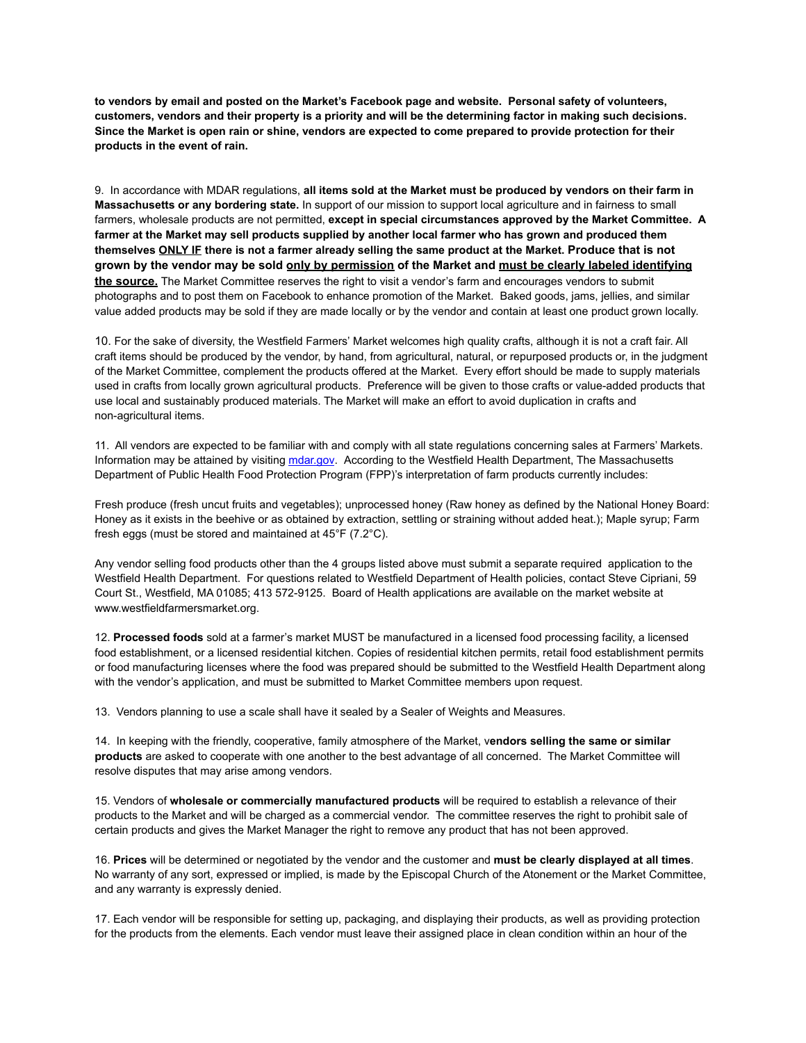**to vendors by email and posted on the Market's Facebook page and website. Personal safety of volunteers, customers, vendors and their property is a priority and will be the determining factor in making such decisions. Since the Market is open rain or shine, vendors are expected to come prepared to provide protection for their products in the event of rain.**

9. In accordance with MDAR regulations, **all items sold at the Market must be produced by vendors on their farm in Massachusetts or any bordering state.** In support of our mission to support local agriculture and in fairness to small farmers, wholesale products are not permitted, **except in special circumstances approved by the Market Committee. A farmer at the Market may sell products supplied by another local farmer who has grown and produced them themselves <u>ONLY IF</u> there is not a farmer already selling the same product at the Market. Produce that is not grown by the vendor may be sold <u>only by permission</u> of the Market and <u>must be clearly labeled identifying the source.</u>** The Market Committee reserves the right to visit a vendor's farm and encourages vendors to submit photographs and to post them on Facebook to enhance promotion of the Market. Baked goods, jams, jellies, and similar value added products may be sold if they are made locally or by the vendor and contain at least one product grown locally.

10. For the sake of diversity, the Westfield Farmers' Market welcomes high quality crafts, although it is not a craft fair. All craft items should be produced by the vendor, by hand, from agricultural, natural, or repurposed products or, in the judgment of the Market Committee, complement the products offered at the Market. Every effort should be made to supply materials used in crafts from locally grown agricultural products. Preference will be given to those crafts or value-added products that use local and sustainably produced materials. The Market will make an effort to avoid duplication in crafts and non-agricultural items.

11. All vendors are expected to be familiar with and comply with all state regulations concerning sales at Farmers' Markets. Information may be attained by visiting [mdar.gov](mdar.gov). According to the Westfield Health Department, The Massachusetts Department of Public Health Food Protection Program (FPP)'s interpretation of farm products currently includes:

Fresh produce (fresh uncut fruits and vegetables); unprocessed honey (Raw honey as defined by the National Honey Board: Honey as it exists in the beehive or as obtained by extraction, settling or straining without added heat.); Maple syrup; Farm fresh eggs (must be stored and maintained at 45°F (7.2°C).

Any vendor selling food products other than the 4 groups listed above must submit a separate required application to the Westfield Health Department. For questions related to Westfield Department of Health policies, contact Steve Cipriani, 59 Court St., Westfield, MA 01085; 413 572-9125. Board of Health applications are available on the market website at www.westfieldfarmersmarket.org.

12. **Processed foods** sold at a farmer's market MUST be manufactured in a licensed food processing facility, a licensed food establishment, or a licensed residential kitchen. Copies of residential kitchen permits, retail food establishment permits or food manufacturing licenses where the food was prepared should be submitted to the Westfield Health Department along with the vendor's application, and must be submitted to Market Committee members upon request.

13. Vendors planning to use a scale shall have it sealed by a Sealer of Weights and Measures.

14. In keeping with the friendly, cooperative, family atmosphere of the Market, v**endors selling the same or similar products** are asked to cooperate with one another to the best advantage of all concerned. The Market Committee will resolve disputes that may arise among vendors.

15. Vendors of **wholesale or commercially manufactured products** will be required to establish a relevance of their products to the Market and will be charged as a commercial vendor. The committee reserves the right to prohibit sale of certain products and gives the Market Manager the right to remove any product that has not been approved.

16. **Prices** will be determined or negotiated by the vendor and the customer and **must be clearly displayed at all times**. No warranty of any sort, expressed or implied, is made by the Episcopal Church of the Atonement or the Market Committee, and any warranty is expressly denied.

17. Each vendor will be responsible for setting up, packaging, and displaying their products, as well as providing protection for the products from the elements. Each vendor must leave their assigned place in clean condition within an hour of the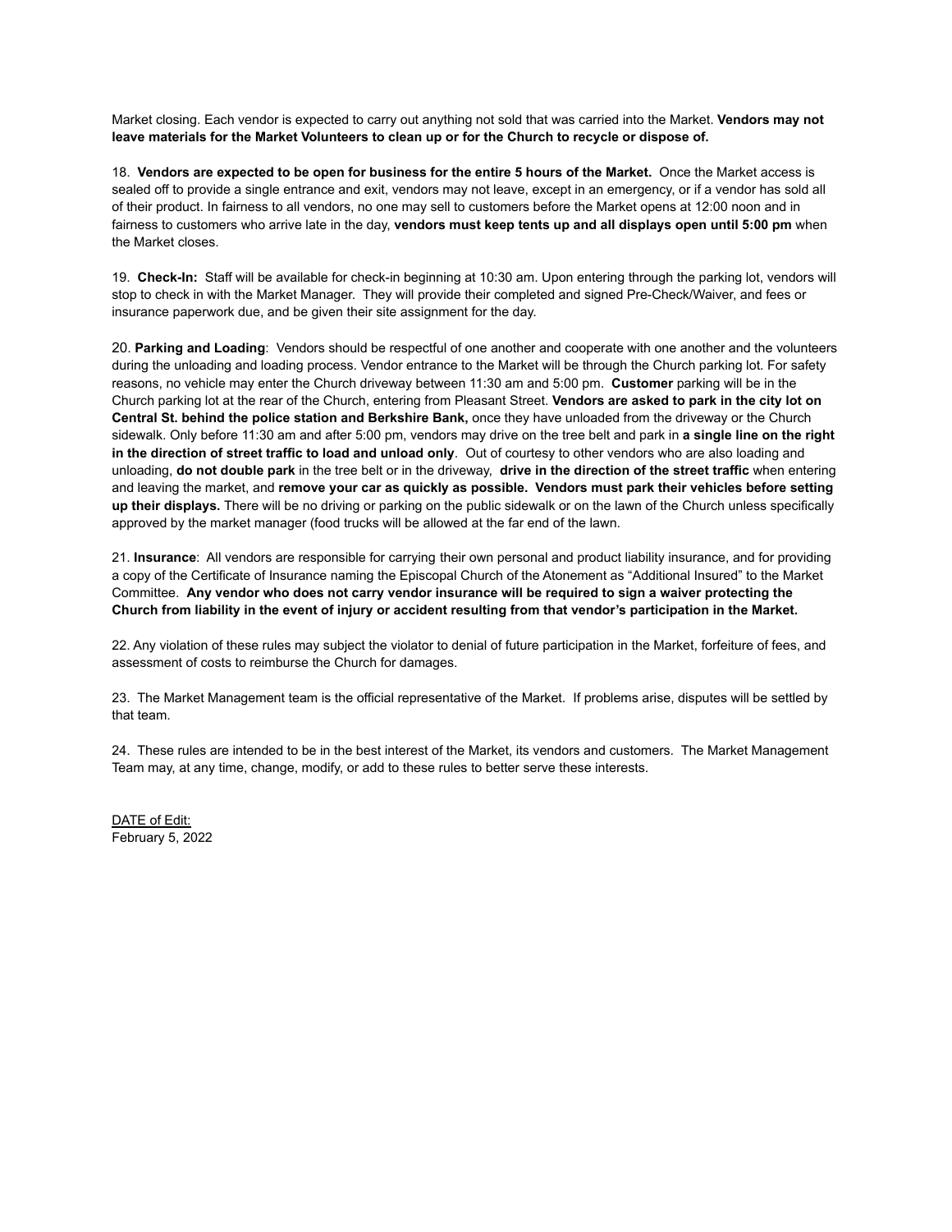Market closing. Each vendor is expected to carry out anything not sold that was carried into the Market. **Vendors may not leave materials for the Market Volunteers to clean up or for the Church to recycle or dispose of.**

18. **Vendors are expected to be open for business for the entire 5 hours of the Market.** Once the Market access is sealed off to provide a single entrance and exit, vendors may not leave, except in an emergency, or if a vendor has sold all of their product. In fairness to all vendors, no one may sell to customers before the Market opens at 12:00 noon and in fairness to customers who arrive late in the day, **vendors must keep tents up and all displays open until 5:00 pm** when the Market closes.

19. **Check-In:** Staff will be available for check-in beginning at 10:30 am. Upon entering through the parking lot, vendors will stop to check in with the Market Manager. They will provide their completed and signed Pre-Check/Waiver, and fees or insurance paperwork due, and be given their site assignment for the day.

20. **Parking and Loading**: Vendors should be respectful of one another and cooperate with one another and the volunteers during the unloading and loading process. Vendor entrance to the Market will be through the Church parking lot. For safety reasons, no vehicle may enter the Church driveway between 11:30 am and 5:00 pm. **Customer** parking will be in the Church parking lot at the rear of the Church, entering from Pleasant Street. **Vendors are asked to park in the city lot on Central St. behind the police station and Berkshire Bank,** once they have unloaded from the driveway or the Church sidewalk. Only before 11:30 am and after 5:00 pm, vendors may drive on the tree belt and park in **a single line on the right in the direction of street traffic to load and unload only**. Out of courtesy to other vendors who are also loading and unloading, **do not double park** in the tree belt or in the driveway, **drive in the direction of the street traffic** when entering and leaving the market, and **remove your car as quickly as possible. Vendors must park their vehicles before setting up their displays.** There will be no driving or parking on the public sidewalk or on the lawn of the Church unless specifically approved by the market manager (food trucks will be allowed at the far end of the lawn.

21. **Insurance**: All vendors are responsible for carrying their own personal and product liability insurance, and for providing a copy of the Certificate of Insurance naming the Episcopal Church of the Atonement as "Additional Insured" to the Market Committee. **Any vendor who does not carry vendor insurance will be required to sign a waiver protecting the Church from liability in the event of injury or accident resulting from that vendor's participation in the Market.**

22. Any violation of these rules may subject the violator to denial of future participation in the Market, forfeiture of fees, and assessment of costs to reimburse the Church for damages.

23. The Market Management team is the official representative of the Market. If problems arise, disputes will be settled by that team.

24. These rules are intended to be in the best interest of the Market, its vendors and customers. The Market Management Team may, at any time, change, modify, or add to these rules to better serve these interests.

DATE of Edit:
February 5, 2022